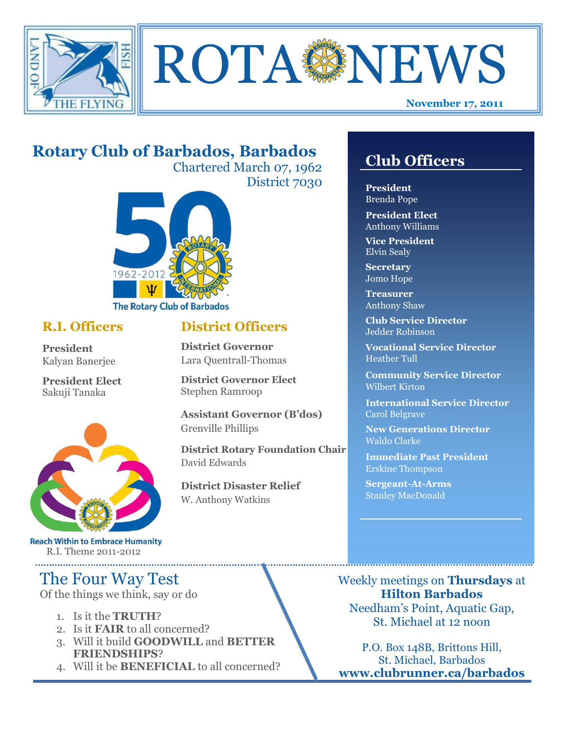# ROTA NEWS

LAND OF THE FLYING FISH

**November 17, 2011**

## Rotary Club of Barbados, Barbados

Chartered March 07, 1962

District 7030

50 1962-2012 The Rotary Club of Barbados

### R.I. Officers

**President**
Kalyan Banerjee

**President Elect**
Sakuji Tanaka

Reach Within to Embrace Humanity

R.I. Theme 2011-2012

### District Officers

**District Governor**
Lara Quentrall-Thomas

**District Governor Elect**
Stephen Ramroop

**Assistant Governor (B'dos)**
Grenville Phillips

**District Rotary Foundation Chair**
David Edwards

**District Disaster Relief**
W. Anthony Watkins

### Club Officers

**President**
Brenda Pope

**President Elect**
Anthony Williams

**Vice President**
Elvin Sealy

**Secretary**
Jomo Hope

**Treasurer**
Anthony Shaw

**Club Service Director**
Jedder Robinson

**Vocational Service Director**
Heather Tull

**Community Service Director**
Wilbert Kirton

**International Service Director**
Carol Belgrave

**New Generations Director**
Waldo Clarke

**Immediate Past President**
Erskine Thompson

**Sergeant-At-Arms**
Stanley MacDonald

## The Four Way Test

Of the things we think, say or do

1. Is it the **TRUTH**?
2. Is it **FAIR** to all concerned?
3. Will it build **GOODWILL** and **BETTER FRIENDSHIPS**?
4. Will it be **BENEFICIAL** to all concerned?

Weekly meetings on **Thursdays** at **Hilton Barbados**
Needham's Point, Aquatic Gap, St. Michael at 12 noon

P.O. Box 148B, Brittons Hill,
St. Michael, Barbados
**www.clubrunner.ca/barbados**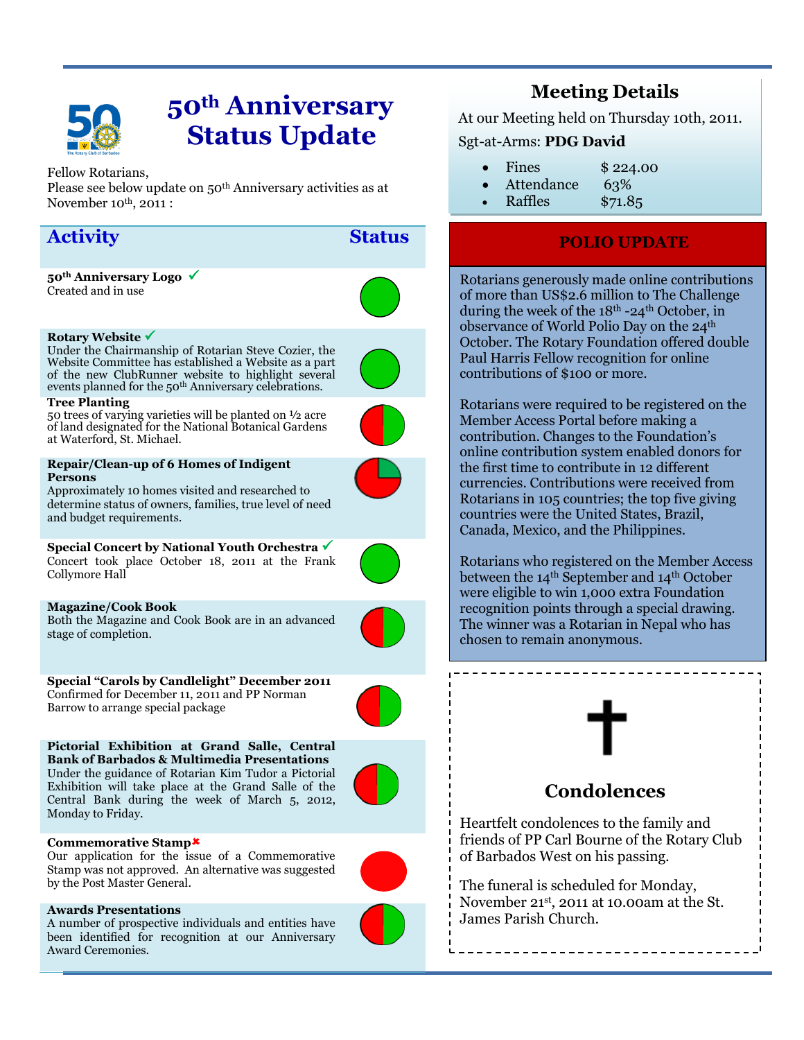# 50th Anniversary Status Update

Fellow Rotarians,
Please see below update on 50th Anniversary activities as at November 10th, 2011 :

| Activity | Status |
|---|---|
| **50th Anniversary Logo** ✓<br>Created and in use | |
| **Rotary Website** ✓<br>Under the Chairmanship of Rotarian Steve Cozier, the Website Committee has established a Website as a part of the new ClubRunner website to highlight several events planned for the 50th Anniversary celebrations. | |
| **Tree Planting**<br>50 trees of varying varieties will be planted on ½ acre of land designated for the National Botanical Gardens at Waterford, St. Michael. | |
| **Repair/Clean-up of 6 Homes of Indigent Persons**<br>Approximately 10 homes visited and researched to determine status of owners, families, true level of need and budget requirements. | |
| **Special Concert by National Youth Orchestra** ✓<br>Concert took place October 18, 2011 at the Frank Collymore Hall | |
| **Magazine/Cook Book**<br>Both the Magazine and Cook Book are in an advanced stage of completion. | |
| **Special "Carols by Candlelight" December 2011**<br>Confirmed for December 11, 2011 and PP Norman Barrow to arrange special package | |
| **Pictorial Exhibition at Grand Salle, Central Bank of Barbados & Multimedia Presentations**<br>Under the guidance of Rotarian Kim Tudor a Pictorial Exhibition will take place at the Grand Salle of the Central Bank during the week of March 5, 2012, Monday to Friday. | |
| **Commemorative Stamp** ✗<br>Our application for the issue of a Commemorative Stamp was not approved. An alternative was suggested by the Post Master General. | |
| **Awards Presentations**<br>A number of prospective individuals and entities have been identified for recognition at our Anniversary Award Ceremonies. | |

## Meeting Details

At our Meeting held on Thursday 10th, 2011.

Sgt-at-Arms: **PDG David**

- Fines $ 224.00
- Attendance 63%
- Raffles $71.85

## POLIO UPDATE

Rotarians generously made online contributions of more than US$2.6 million to The Challenge during the week of the 18th -24th October, in observance of World Polio Day on the 24th October. The Rotary Foundation offered double Paul Harris Fellow recognition for online contributions of $100 or more.

Rotarians were required to be registered on the Member Access Portal before making a contribution. Changes to the Foundation's online contribution system enabled donors for the first time to contribute in 12 different currencies. Contributions were received from Rotarians in 105 countries; the top five giving countries were the United States, Brazil, Canada, Mexico, and the Philippines.

Rotarians who registered on the Member Access between the 14th September and 14th October were eligible to win 1,000 extra Foundation recognition points through a special drawing. The winner was a Rotarian in Nepal who has chosen to remain anonymous.

## Condolences

Heartfelt condolences to the family and friends of PP Carl Bourne of the Rotary Club of Barbados West on his passing.

The funeral is scheduled for Monday, November 21st, 2011 at 10.00am at the St. James Parish Church.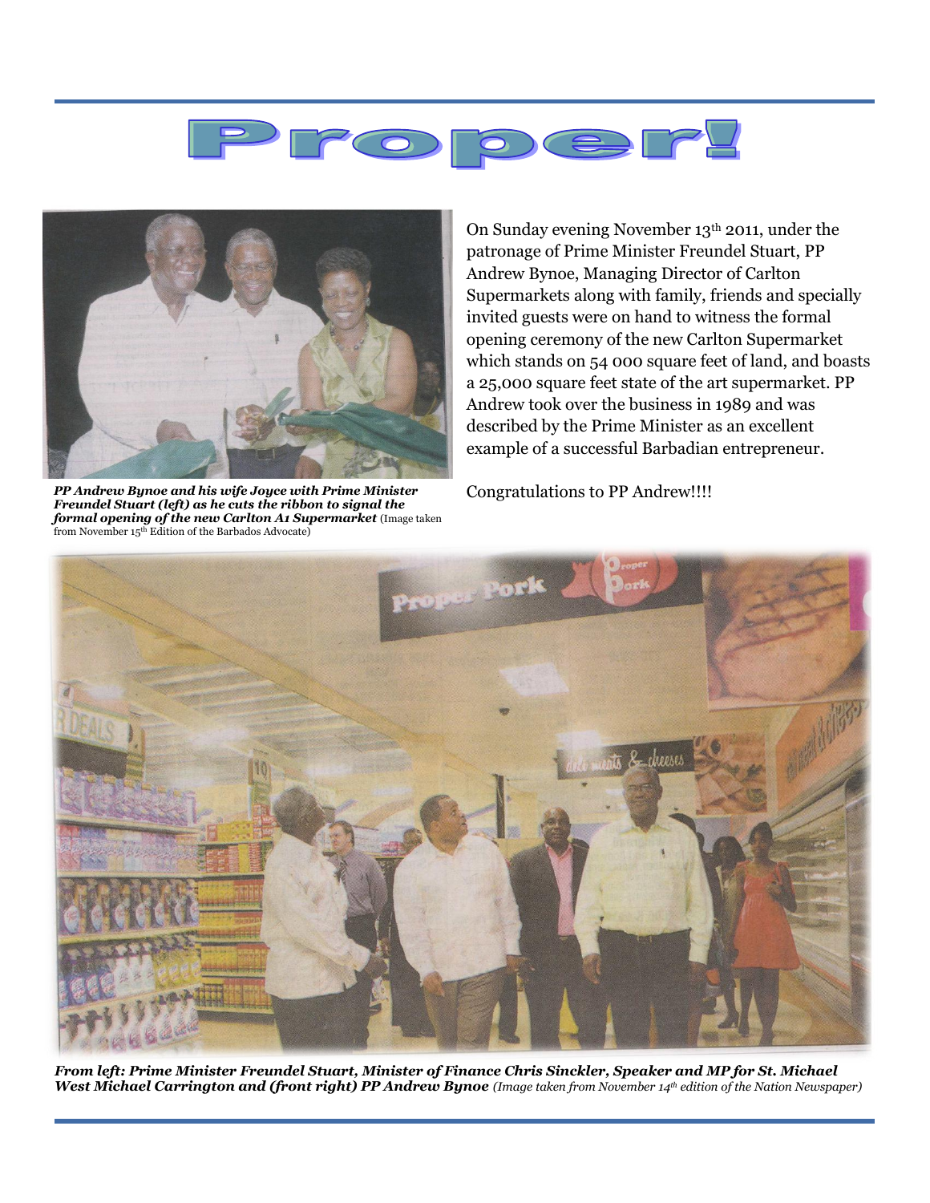# Proper!

*PP Andrew Bynoe and his wife Joyce with Prime Minister Freundel Stuart (left) as he cuts the ribbon to signal the formal opening of the new Carlton A1 Supermarket* (Image taken from November 15th Edition of the Barbados Advocate)

On Sunday evening November 13th 2011, under the patronage of Prime Minister Freundel Stuart, PP Andrew Bynoe, Managing Director of Carlton Supermarkets along with family, friends and specially invited guests were on hand to witness the formal opening ceremony of the new Carlton Supermarket which stands on 54 000 square feet of land, and boasts a 25,000 square feet state of the art supermarket. PP Andrew took over the business in 1989 and was described by the Prime Minister as an excellent example of a successful Barbadian entrepreneur.

Congratulations to PP Andrew!!!!

***From left: Prime Minister Freundel Stuart, Minister of Finance Chris Sinckler, Speaker and MP for St. Michael West Michael Carrington and (front right) PP Andrew Bynoe*** *(Image taken from November 14th edition of the Nation Newspaper)*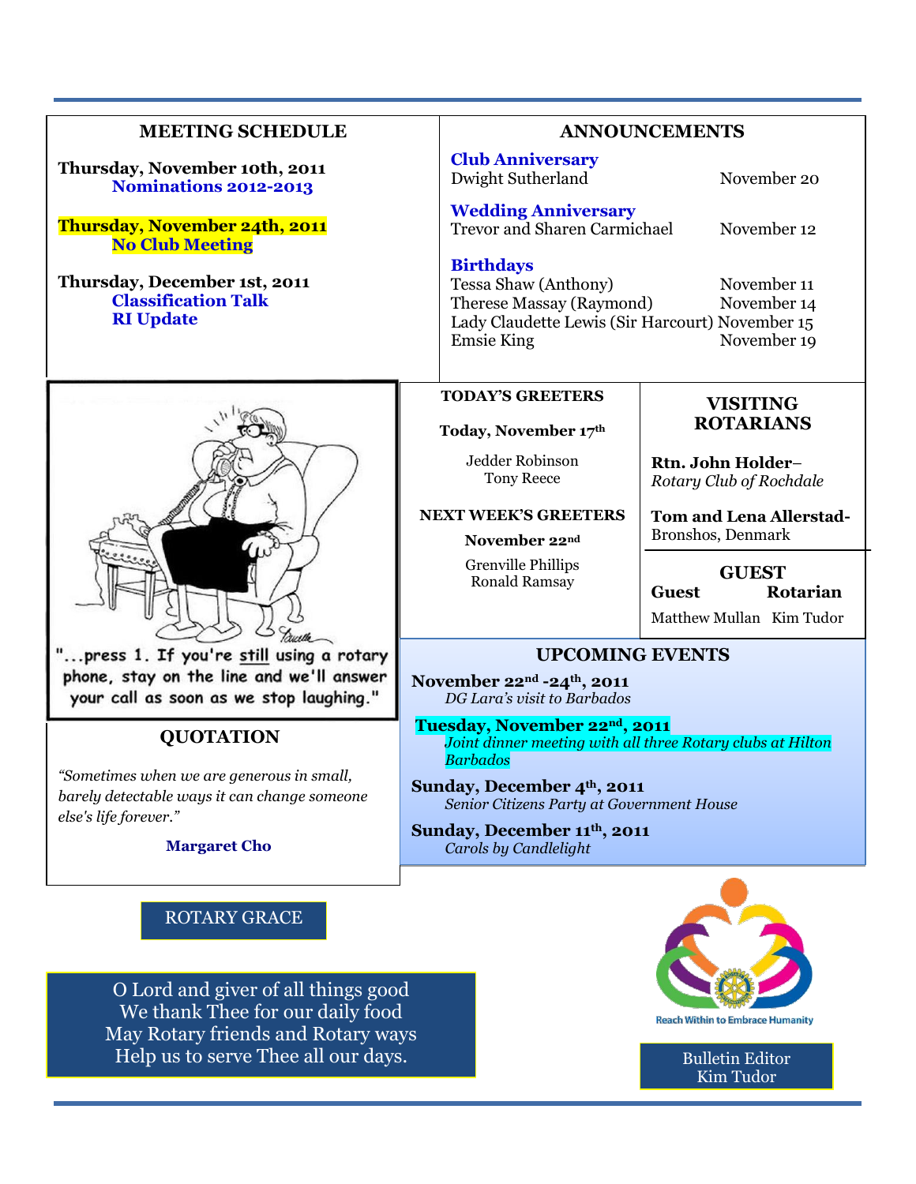## MEETING SCHEDULE

**Thursday, November 10th, 2011**
**Nominations 2012-2013**

**Thursday, November 24th, 2011**
**No Club Meeting**

**Thursday, December 1st, 2011**
**Classification Talk**
**RI Update**

## ANNOUNCEMENTS

**Club Anniversary**

| | |
|---|---|
| Dwight Sutherland | November 20 |

**Wedding Anniversary**

| | |
|---|---|
| Trevor and Sharen Carmichael | November 12 |

**Birthdays**

| | |
|---|---|
| Tessa Shaw (Anthony) | November 11 |
| Therese Massay (Raymond) | November 14 |
| Lady Claudette Lewis (Sir Harcourt) | November 15 |
| Emsie King | November 19 |

"...press 1. If you're still using a rotary phone, stay on the line and we'll answer your call as soon as we stop laughing."

## TODAY'S GREETERS

**Today, November 17th**

Jedder Robinson
Tony Reece

## NEXT WEEK'S GREETERS

**November 22nd**

Grenville Phillips
Ronald Ramsay

## VISITING ROTARIANS

**Rtn. John Holder**–
*Rotary Club of Rochdale*

**Tom and Lena Allerstad-**
Bronshos, Denmark

## GUEST

| Guest | Rotarian |
|---|---|
| Matthew Mullan | Kim Tudor |

## QUOTATION

*"Sometimes when we are generous in small, barely detectable ways it can change someone else's life forever."*

**Margaret Cho**

## UPCOMING EVENTS

**November 22nd -24th, 2011**
*DG Lara's visit to Barbados*

**Tuesday, November 22nd, 2011**
*Joint dinner meeting with all three Rotary clubs at Hilton Barbados*

**Sunday, December 4th, 2011**
*Senior Citizens Party at Government House*

**Sunday, December 11th, 2011**
*Carols by Candlelight*

## ROTARY GRACE

O Lord and giver of all things good
We thank Thee for our daily food
May Rotary friends and Rotary ways
Help us to serve Thee all our days.

Reach Within to Embrace Humanity

Bulletin Editor
Kim Tudor